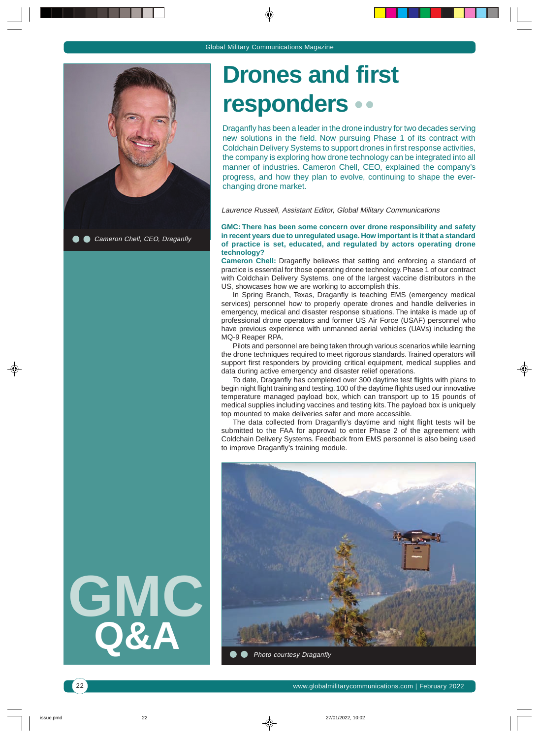# Drones and first responders

Draganfly has been a leader in the drone industry for two decades serving new solutions in the field. Now pursuing Phase 1 of its contract with Coldchain Delivery Systems to support drones in first response activities, the company is exploring how drone technology can be integrated into all manner of industries. Cameron Chell, CEO, explained the company's progress, and how they plan to evolve, continuing to shape the ever-changing drone market.

*Laurence Russell, Assistant Editor, Global Military Communications*

Cameron Chell, CEO, Draganfly

GMC Q&A

**GMC: There has been some concern over drone responsibility and safety in recent years due to unregulated usage. How important is it that a standard of practice is set, educated, and regulated by actors operating drone technology?**

**Cameron Chell:** Draganfly believes that setting and enforcing a standard of practice is essential for those operating drone technology. Phase 1 of our contract with Coldchain Delivery Systems, one of the largest vaccine distributors in the US, showcases how we are working to accomplish this.

In Spring Branch, Texas, Draganfly is teaching EMS (emergency medical services) personnel how to properly operate drones and handle deliveries in emergency, medical and disaster response situations. The intake is made up of professional drone operators and former US Air Force (USAF) personnel who have previous experience with unmanned aerial vehicles (UAVs) including the MQ-9 Reaper RPA.

Pilots and personnel are being taken through various scenarios while learning the drone techniques required to meet rigorous standards. Trained operators will support first responders by providing critical equipment, medical supplies and data during active emergency and disaster relief operations.

To date, Draganfly has completed over 300 daytime test flights with plans to begin night flight training and testing. 100 of the daytime flights used our innovative temperature managed payload box, which can transport up to 15 pounds of medical supplies including vaccines and testing kits. The payload box is uniquely top mounted to make deliveries safer and more accessible.

The data collected from Draganfly's daytime and night flight tests will be submitted to the FAA for approval to enter Phase 2 of the agreement with Coldchain Delivery Systems. Feedback from EMS personnel is also being used to improve Draganfly's training module.

Photo courtesy Draganfly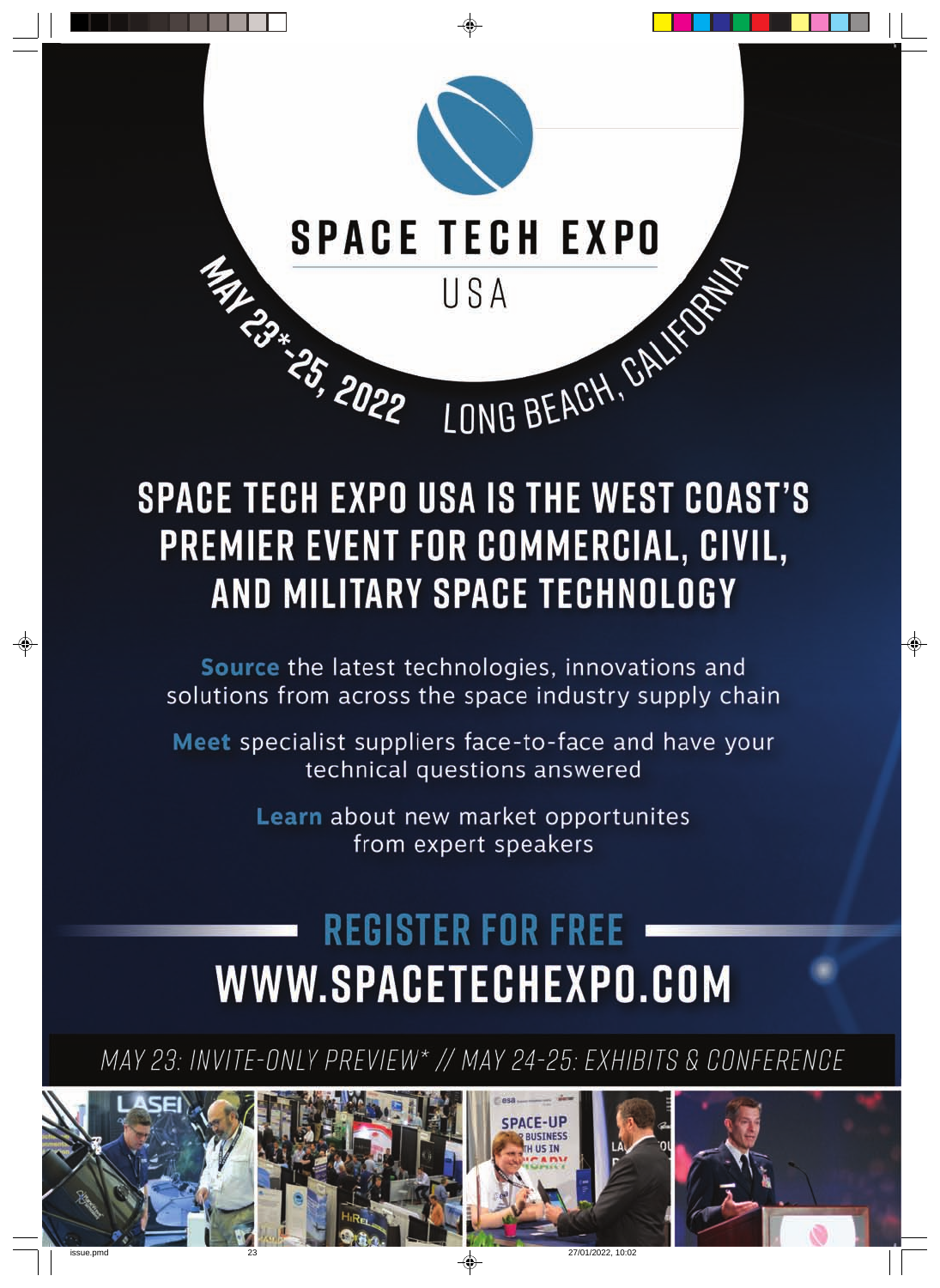# SPACE TECH EXPO

USA

MAY 23*-25, 2022 LONG BEACH, CALIFORNIA

## SPACE TECH EXPO USA IS THE WEST COAST'S PREMIER EVENT FOR COMMERCIAL, CIVIL, AND MILITARY SPACE TECHNOLOGY

**Source** the latest technologies, innovations and solutions from across the space industry supply chain

**Meet** specialist suppliers face-to-face and have your technical questions answered

**Learn** about new market opportunites from expert speakers

## REGISTER FOR FREE

## WWW.SPACETECHEXPO.COM

*MAY 23: INVITE-ONLY PREVIEW* // MAY 24-25: EXHIBITS & CONFERENCE*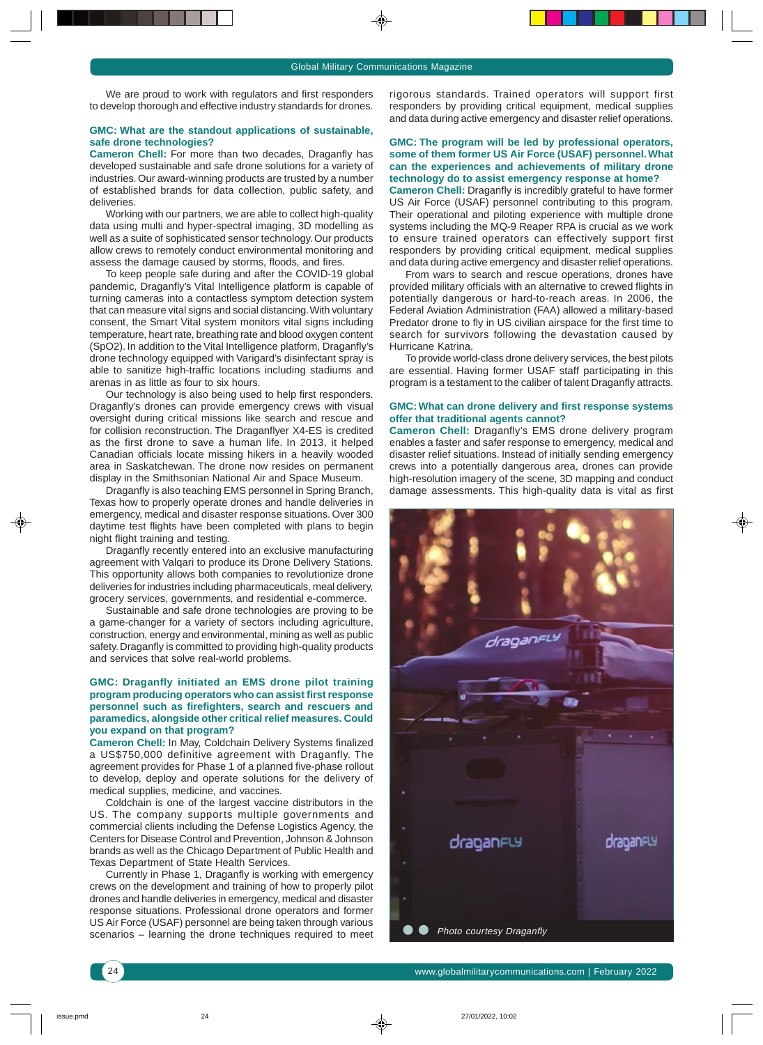We are proud to work with regulators and first responders to develop thorough and effective industry standards for drones.

**GMC: What are the standout applications of sustainable, safe drone technologies?**

**Cameron Chell:** For more than two decades, Draganfly has developed sustainable and safe drone solutions for a variety of industries. Our award-winning products are trusted by a number of established brands for data collection, public safety, and deliveries.

Working with our partners, we are able to collect high-quality data using multi and hyper-spectral imaging, 3D modelling as well as a suite of sophisticated sensor technology. Our products allow crews to remotely conduct environmental monitoring and assess the damage caused by storms, floods, and fires.

To keep people safe during and after the COVID-19 global pandemic, Draganfly's Vital Intelligence platform is capable of turning cameras into a contactless symptom detection system that can measure vital signs and social distancing. With voluntary consent, the Smart Vital system monitors vital signs including temperature, heart rate, breathing rate and blood oxygen content (SpO2). In addition to the Vital Intelligence platform, Draganfly's drone technology equipped with Varigard's disinfectant spray is able to sanitize high-traffic locations including stadiums and arenas in as little as four to six hours.

Our technology is also being used to help first responders. Draganfly's drones can provide emergency crews with visual oversight during critical missions like search and rescue and for collision reconstruction. The Draganflyer X4-ES is credited as the first drone to save a human life. In 2013, it helped Canadian officials locate missing hikers in a heavily wooded area in Saskatchewan. The drone now resides on permanent display in the Smithsonian National Air and Space Museum.

Draganfly is also teaching EMS personnel in Spring Branch, Texas how to properly operate drones and handle deliveries in emergency, medical and disaster response situations. Over 300 daytime test flights have been completed with plans to begin night flight training and testing.

Draganfly recently entered into an exclusive manufacturing agreement with Valqari to produce its Drone Delivery Stations. This opportunity allows both companies to revolutionize drone deliveries for industries including pharmaceuticals, meal delivery, grocery services, governments, and residential e-commerce.

Sustainable and safe drone technologies are proving to be a game-changer for a variety of sectors including agriculture, construction, energy and environmental, mining as well as public safety. Draganfly is committed to providing high-quality products and services that solve real-world problems.

**GMC: Draganfly initiated an EMS drone pilot training program producing operators who can assist first response personnel such as firefighters, search and rescuers and paramedics, alongside other critical relief measures. Could you expand on that program?**

**Cameron Chell:** In May, Coldchain Delivery Systems finalized a US$750,000 definitive agreement with Draganfly. The agreement provides for Phase 1 of a planned five-phase rollout to develop, deploy and operate solutions for the delivery of medical supplies, medicine, and vaccines.

Coldchain is one of the largest vaccine distributors in the US. The company supports multiple governments and commercial clients including the Defense Logistics Agency, the Centers for Disease Control and Prevention, Johnson & Johnson brands as well as the Chicago Department of Public Health and Texas Department of State Health Services.

Currently in Phase 1, Draganfly is working with emergency crews on the development and training of how to properly pilot drones and handle deliveries in emergency, medical and disaster response situations. Professional drone operators and former US Air Force (USAF) personnel are being taken through various scenarios – learning the drone techniques required to meet rigorous standards. Trained operators will support first responders by providing critical equipment, medical supplies and data during active emergency and disaster relief operations.

**GMC: The program will be led by professional operators, some of them former US Air Force (USAF) personnel. What can the experiences and achievements of military drone technology do to assist emergency response at home?**

**Cameron Chell:** Draganfly is incredibly grateful to have former US Air Force (USAF) personnel contributing to this program. Their operational and piloting experience with multiple drone systems including the MQ-9 Reaper RPA is crucial as we work to ensure trained operators can effectively support first responders by providing critical equipment, medical supplies and data during active emergency and disaster relief operations.

From wars to search and rescue operations, drones have provided military officials with an alternative to crewed flights in potentially dangerous or hard-to-reach areas. In 2006, the Federal Aviation Administration (FAA) allowed a military-based Predator drone to fly in US civilian airspace for the first time to search for survivors following the devastation caused by Hurricane Katrina.

To provide world-class drone delivery services, the best pilots are essential. Having former USAF staff participating in this program is a testament to the caliber of talent Draganfly attracts.

**GMC: What can drone delivery and first response systems offer that traditional agents cannot?**

**Cameron Chell:** Draganfly's EMS drone delivery program enables a faster and safer response to emergency, medical and disaster relief situations. Instead of initially sending emergency crews into a potentially dangerous area, drones can provide high-resolution imagery of the scene, 3D mapping and conduct damage assessments. This high-quality data is vital as first

*Photo courtesy Draganfly*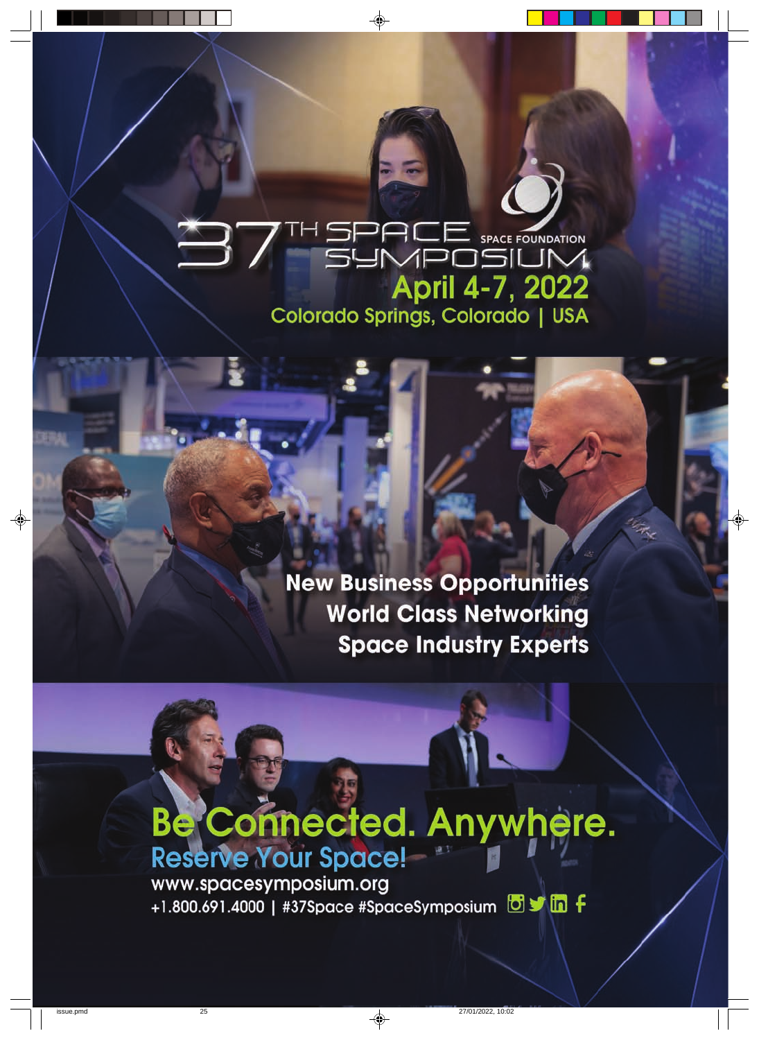# 37TH SPACE SYMPOSIUM

SPACE FOUNDATION

## April 4-7, 2022

Colorado Springs, Colorado | USA

**New Business Opportunities**
**World Class Networking**
**Space Industry Experts**

# Be Connected. Anywhere.

## Reserve Your Space!

www.spacesymposium.org

+1.800.691.4000 | #37Space #SpaceSymposium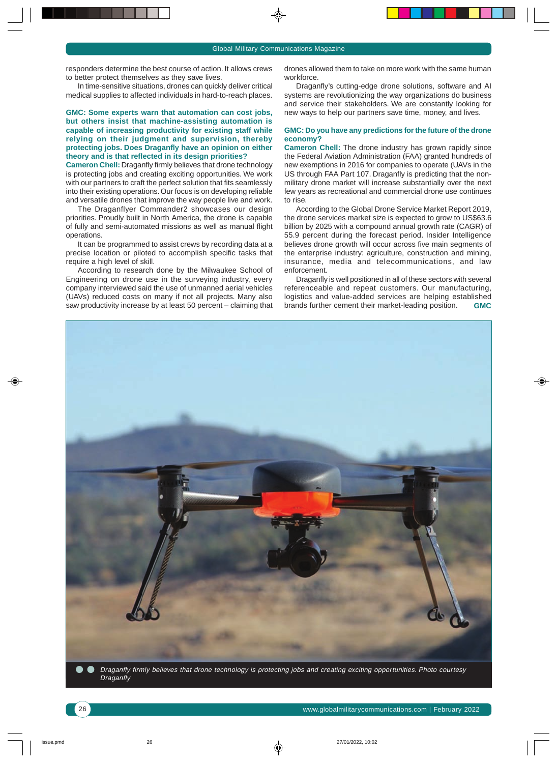responders determine the best course of action. It allows crews to better protect themselves as they save lives.

In time-sensitive situations, drones can quickly deliver critical medical supplies to affected individuals in hard-to-reach places.

**GMC: Some experts warn that automation can cost jobs, but others insist that machine-assisting automation is capable of increasing productivity for existing staff while relying on their judgment and supervision, thereby protecting jobs. Does Draganfly have an opinion on either theory and is that reflected in its design priorities?**

**Cameron Chell:** Draganfly firmly believes that drone technology is protecting jobs and creating exciting opportunities. We work with our partners to craft the perfect solution that fits seamlessly into their existing operations. Our focus is on developing reliable and versatile drones that improve the way people live and work.

The Draganflyer Commander2 showcases our design priorities. Proudly built in North America, the drone is capable of fully and semi-automated missions as well as manual flight operations.

It can be programmed to assist crews by recording data at a precise location or piloted to accomplish specific tasks that require a high level of skill.

According to research done by the Milwaukee School of Engineering on drone use in the surveying industry, every company interviewed said the use of unmanned aerial vehicles (UAVs) reduced costs on many if not all projects. Many also saw productivity increase by at least 50 percent – claiming that drones allowed them to take on more work with the same human workforce.

Draganfly's cutting-edge drone solutions, software and AI systems are revolutionizing the way organizations do business and service their stakeholders. We are constantly looking for new ways to help our partners save time, money, and lives.

**GMC: Do you have any predictions for the future of the drone economy?**

**Cameron Chell:** The drone industry has grown rapidly since the Federal Aviation Administration (FAA) granted hundreds of new exemptions in 2016 for companies to operate (UAVs in the US through FAA Part 107. Draganfly is predicting that the non-military drone market will increase substantially over the next few years as recreational and commercial drone use continues to rise.

According to the Global Drone Service Market Report 2019, the drone services market size is expected to grow to US$63.6 billion by 2025 with a compound annual growth rate (CAGR) of 55.9 percent during the forecast period. Insider Intelligence believes drone growth will occur across five main segments of the enterprise industry: agriculture, construction and mining, insurance, media and telecommunications, and law enforcement.

Draganfly is well positioned in all of these sectors with several referenceable and repeat customers. Our manufacturing, logistics and value-added services are helping established brands further cement their market-leading position. **GMC**

*Draganfly firmly believes that drone technology is protecting jobs and creating exciting opportunities. Photo courtesy Draganfly*